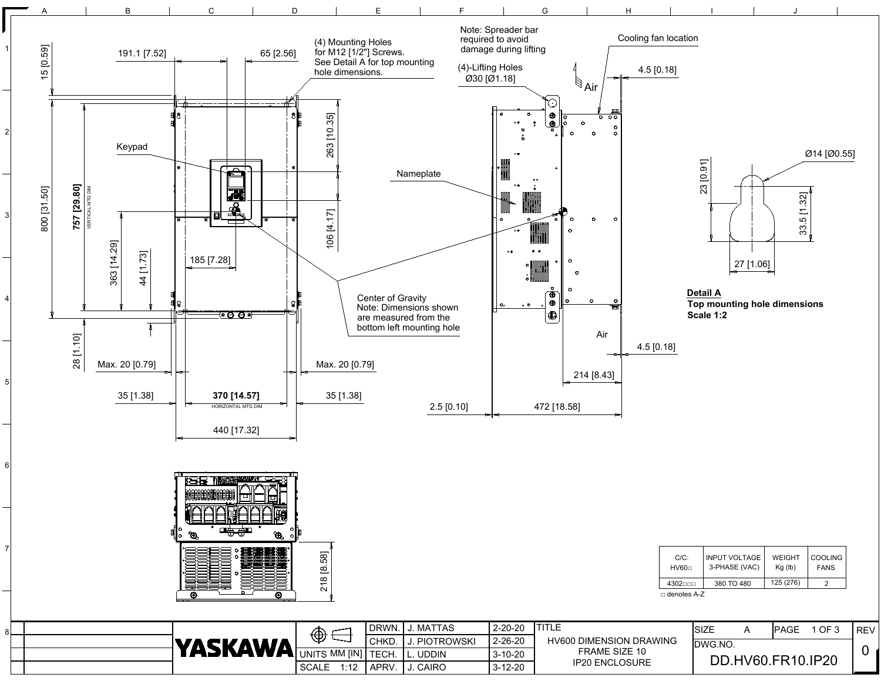# HV600 DIMENSION DRAWING FRAME SIZE 10 IP20 ENCLOSURE

(4) Mounting Holes for M12 [1/2"] Screws. See Detail A for top mounting hole dimensions.

Note: Spreader bar required to avoid damage during lifting

(4)-Lifting Holes Ø30 [Ø1.18]

Cooling fan location

Keypad

Nameplate

Air

Center of Gravity
Note: Dimensions shown are measured from the bottom left mounting hole

191.1 [7.52]
65 [2.56]
15 [0.59]
800 [31.50]
757 [29.80] VERTICAL MTG DIM
263 [10.35]
106 [4.17]
363 [14.29]
44 [1.73]
185 [7.28]
28 [1.10]
Max. 20 [0.79]
Max. 20 [0.79]
35 [1.38]
370 [14.57] HORIZONTAL MTG DIM
35 [1.38]
440 [17.32]
4.5 [0.18]
4.5 [0.18]
214 [8.43]
2.5 [0.10]
472 [18.58]
218 [8.58]

**Detail A**
**Top mounting hole dimensions**
**Scale 1:2**

Ø14 [Ø0.55]
23 [0.91]
33.5 [1.32]
27 [1.06]

| C/C: HV60□ | INPUT VOLTAGE 3-PHASE (VAC) | WEIGHT Kg (lb) | COOLING FANS |
|---|---|---|---|
| 4302□□□ | 380 TO 480 | 125 (276) | 2 |

□ denotes A-Z

| | | | |
|---|---|---|---|
| DRWN. | J. MATTAS | 2-20-20 | |
| CHKD. | J. PIOTROWSKI | 2-26-20 | |
| TECH. | L. UDDIN | 3-10-20 | |
| APRV. | J. CAIRO | 3-12-20 | |

YASKAWA

UNITS MM [IN]
SCALE 1:12

TITLE: HV600 DIMENSION DRAWING FRAME SIZE 10 IP20 ENCLOSURE

SIZE A
DWG.NO. DD.HV60.FR10.IP20
REV 0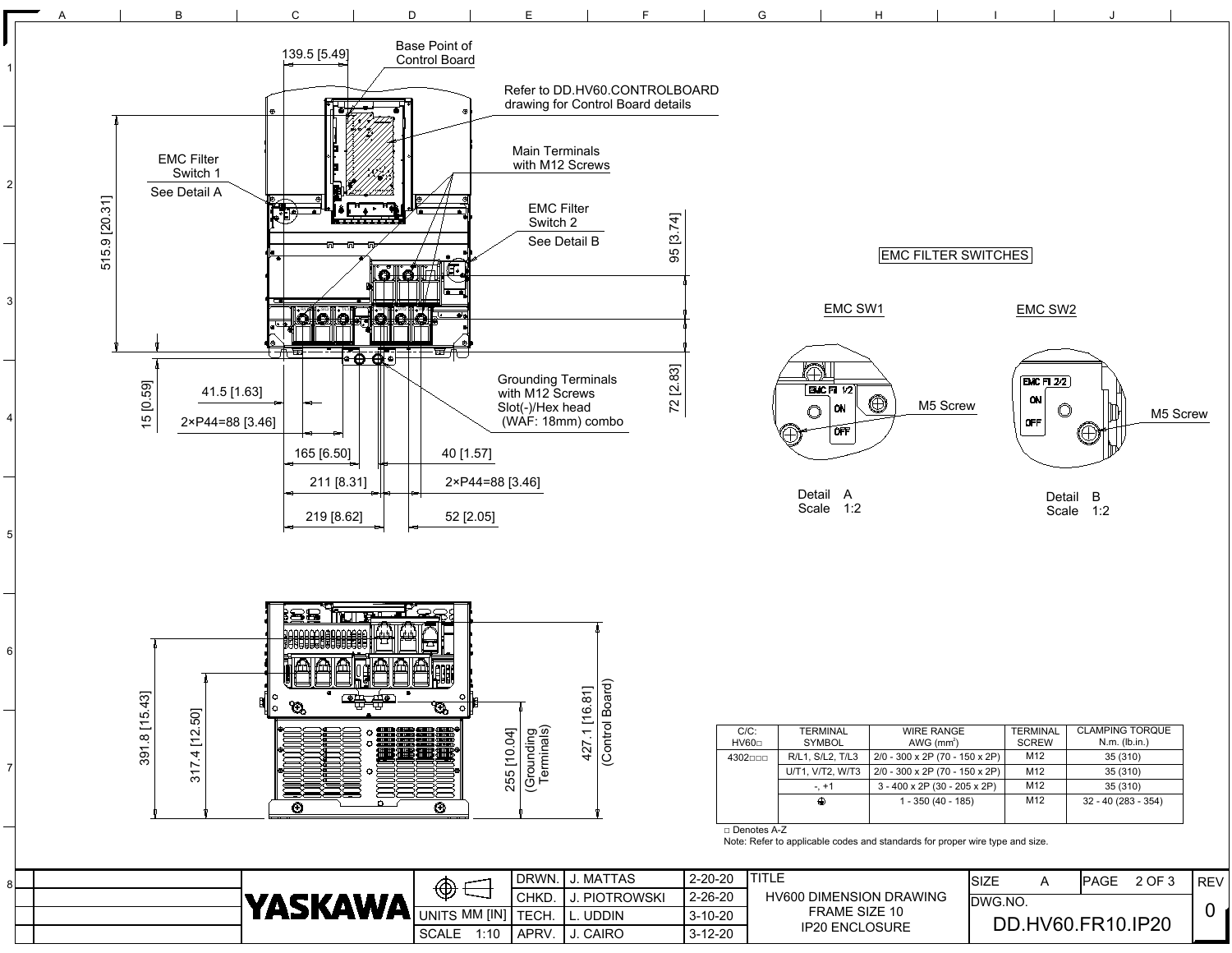Base Point of Control Board

139.5 [5.49]

Refer to DD.HV60.CONTROLBOARD drawing for Control Board details

EMC Filter Switch 1
See Detail A

Main Terminals with M12 Screws

EMC Filter Switch 2
See Detail B

515.9 [20.31]

95 [3.74]

72 [2.83]

15 [0.59]

41.5 [1.63]

2×P44=88 [3.46]

Grounding Terminals with M12 Screws
Slot(-)/Hex head
(WAF: 18mm) combo

165 [6.50]

40 [1.57]

211 [8.31]

2×P44=88 [3.46]

219 [8.62]

52 [2.05]

391.8 [15.43]

317.4 [12.50]

255 [10.04] (Grounding Terminals)

427.1 [16.81] (Control Board)

## EMC FILTER SWITCHES

EMC SW1

EMC FI 1/2
ON
OFF
M5 Screw

Detail A
Scale 1:2

EMC SW2

EMC FI 2/2
ON
OFF
M5 Screw

Detail B
Scale 1:2

| C/C: HV60□ | TERMINAL SYMBOL | WIRE RANGE AWG (mm²) | TERMINAL SCREW | CLAMPING TORQUE N.m. (lb.in.) |
|---|---|---|---|---|
| 4302□□□ | R/L1, S/L2, T/L3 | 2/0 - 300 x 2P (70 - 150 x 2P) | M12 | 35 (310) |
| | U/T1, V/T2, W/T3 | 2/0 - 300 x 2P (70 - 150 x 2P) | M12 | 35 (310) |
| | -, +1 | 3 - 400 x 2P (30 - 205 x 2P) | M12 | 35 (310) |
| | ⏚ | 1 - 350 (40 - 185) | M12 | 32 - 40 (283 - 354) |

□ Denotes A-Z
Note: Refer to applicable codes and standards for proper wire type and size.

| YASKAWA | | DRWN. | J. MATTAS | 2-20-20 | TITLE | SIZE A | PAGE 2 OF 3 | REV |
|---|---|---|---|---|---|---|---|---|
| | | CHKD. | J. PIOTROWSKI | 2-26-20 | HV600 DIMENSION DRAWING FRAME SIZE 10 IP20 ENCLOSURE | DWG.NO. | | 0 |
| | UNITS MM [IN] | TECH. | L. UDDIN | 3-10-20 | | DD.HV60.FR10.IP20 | | |
| | SCALE 1:10 | APRV. | J. CAIRO | 3-12-20 | | | | |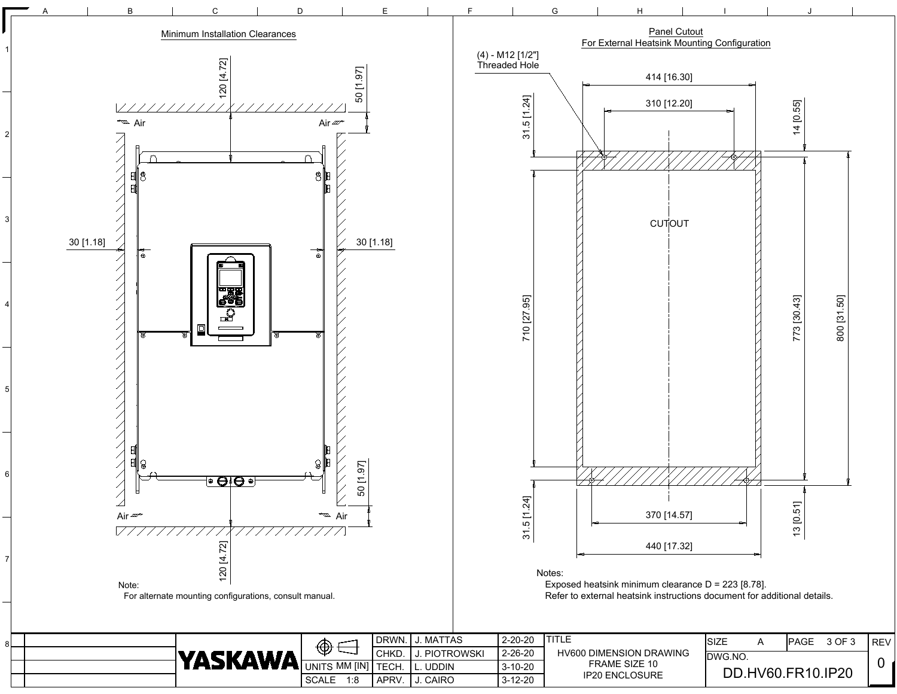## Minimum Installation Clearances

120 [4.72]

50 [1.97]

Air

Air

30 [1.18]

30 [1.18]

50 [1.97]

Air

Air

120 [4.72]

Note:
For alternate mounting configurations, consult manual.

## Panel Cutout
## For External Heatsink Mounting Configuration

(4) - M12 [1/2"]
Threaded Hole

414 [16.30]

310 [12.20]

31.5 [1.24]

14 [0.55]

CUTOUT

710 [27.95]

773 [30.43]

800 [31.50]

31.5 [1.24]

370 [14.57]

13 [0.51]

440 [17.32]

Notes:
Exposed heatsink minimum clearance D = 223 [8.78].
Refer to external heatsink instructions document for additional details.

| | | | | |
|---|---|---|---|---|
| YASKAWA | UNITS MM [IN] | DRWN. | J. MATTAS | 2-20-20 |
| | | CHKD. | J. PIOTROWSKI | 2-26-20 |
| | | TECH. | L. UDDIN | 3-10-20 |
| | SCALE 1:8 | APRV. | J. CAIRO | 3-12-20 |

TITLE: HV600 DIMENSION DRAWING FRAME SIZE 10 IP20 ENCLOSURE

SIZE: A

PAGE: 3 OF 3

DWG.NO.: DD.HV60.FR10.IP20

REV: 0